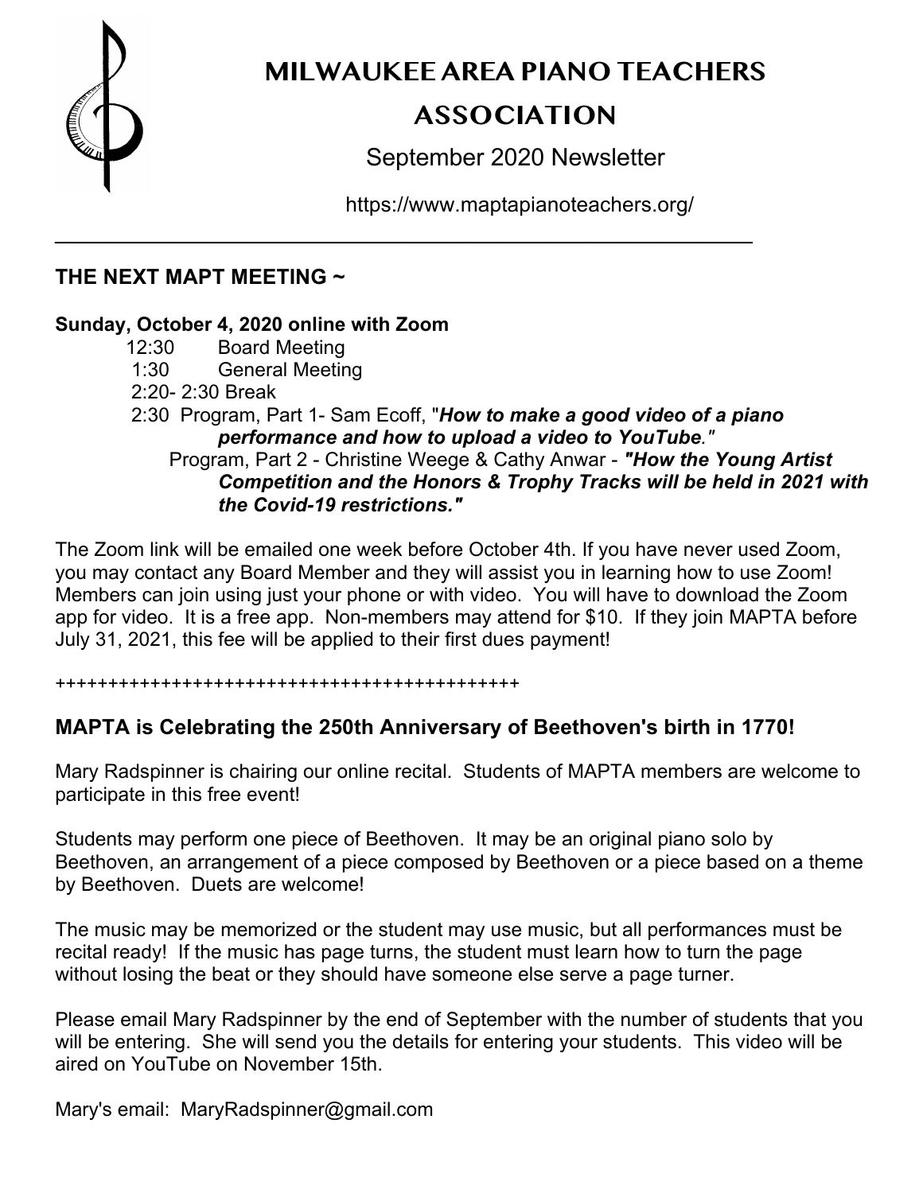# MILWAUKEE AREA PIANO TEACHERS ASSOCIATION

September 2020 Newsletter

https://www.maptapianoteachers.org/

---

## THE NEXT MAPT MEETING ~

**Sunday, October 4, 2020 online with Zoom**

- 12:30 Board Meeting
- 1:30 General Meeting
- 2:20- 2:30 Break
- 2:30 Program, Part 1- Sam Ecoff, "***How to make a good video of a piano performance and how to upload a video to YouTube****."*
  Program, Part 2 - Christine Weege & Cathy Anwar - ***"How the Young Artist Competition and the Honors & Trophy Tracks will be held in 2021 with the Covid-19 restrictions."***

The Zoom link will be emailed one week before October 4th. If you have never used Zoom, you may contact any Board Member and they will assist you in learning how to use Zoom! Members can join using just your phone or with video. You will have to download the Zoom app for video. It is a free app. Non-members may attend for $10. If they join MAPTA before July 31, 2021, this fee will be applied to their first dues payment!

+++++++++++++++++++++++++++++++++++++++++++++

## MAPTA is Celebrating the 250th Anniversary of Beethoven's birth in 1770!

Mary Radspinner is chairing our online recital. Students of MAPTA members are welcome to participate in this free event!

Students may perform one piece of Beethoven. It may be an original piano solo by Beethoven, an arrangement of a piece composed by Beethoven or a piece based on a theme by Beethoven. Duets are welcome!

The music may be memorized or the student may use music, but all performances must be recital ready! If the music has page turns, the student must learn how to turn the page without losing the beat or they should have someone else serve a page turner.

Please email Mary Radspinner by the end of September with the number of students that you will be entering. She will send you the details for entering your students. This video will be aired on YouTube on November 15th.

Mary's email: MaryRadspinner@gmail.com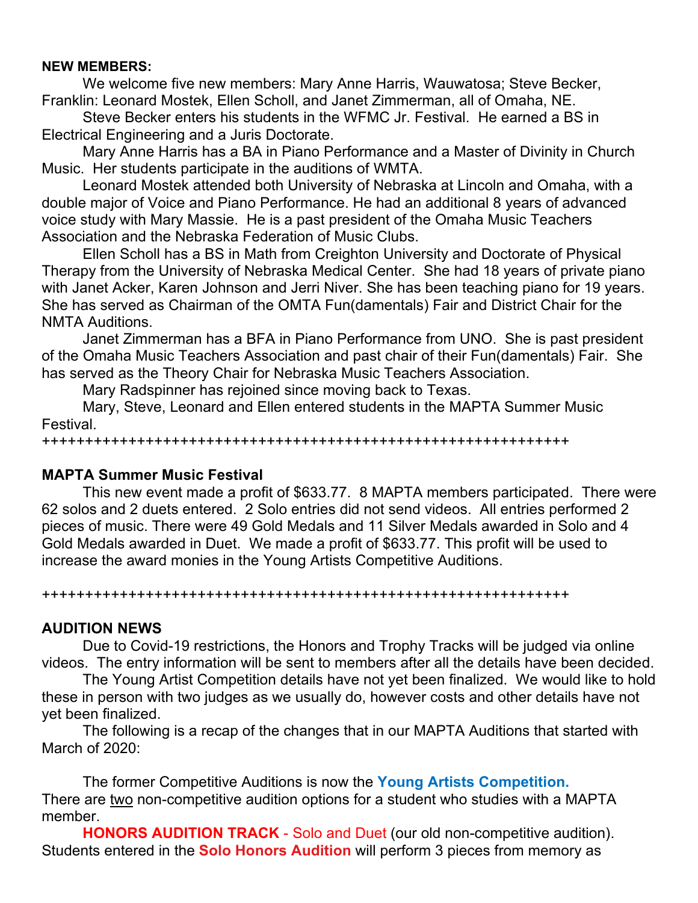**NEW MEMBERS:**

We welcome five new members: Mary Anne Harris, Wauwatosa; Steve Becker, Franklin: Leonard Mostek, Ellen Scholl, and Janet Zimmerman, all of Omaha, NE.

Steve Becker enters his students in the WFMC Jr. Festival. He earned a BS in Electrical Engineering and a Juris Doctorate.

Mary Anne Harris has a BA in Piano Performance and a Master of Divinity in Church Music. Her students participate in the auditions of WMTA.

Leonard Mostek attended both University of Nebraska at Lincoln and Omaha, with a double major of Voice and Piano Performance. He had an additional 8 years of advanced voice study with Mary Massie. He is a past president of the Omaha Music Teachers Association and the Nebraska Federation of Music Clubs.

Ellen Scholl has a BS in Math from Creighton University and Doctorate of Physical Therapy from the University of Nebraska Medical Center. She had 18 years of private piano with Janet Acker, Karen Johnson and Jerri Niver. She has been teaching piano for 19 years. She has served as Chairman of the OMTA Fun(damentals) Fair and District Chair for the NMTA Auditions.

Janet Zimmerman has a BFA in Piano Performance from UNO. She is past president of the Omaha Music Teachers Association and past chair of their Fun(damentals) Fair. She has served as the Theory Chair for Nebraska Music Teachers Association.

Mary Radspinner has rejoined since moving back to Texas.

Mary, Steve, Leonard and Ellen entered students in the MAPTA Summer Music Festival.

++++++++++++++++++++++++++++++++++++++++++++++++++++++++++++

**MAPTA Summer Music Festival**

This new event made a profit of $633.77. 8 MAPTA members participated. There were 62 solos and 2 duets entered. 2 Solo entries did not send videos. All entries performed 2 pieces of music. There were 49 Gold Medals and 11 Silver Medals awarded in Solo and 4 Gold Medals awarded in Duet. We made a profit of $633.77. This profit will be used to increase the award monies in the Young Artists Competitive Auditions.

++++++++++++++++++++++++++++++++++++++++++++++++++++++++++++

**AUDITION NEWS**

Due to Covid-19 restrictions, the Honors and Trophy Tracks will be judged via online videos. The entry information will be sent to members after all the details have been decided.

The Young Artist Competition details have not yet been finalized. We would like to hold these in person with two judges as we usually do, however costs and other details have not yet been finalized.

The following is a recap of the changes that in our MAPTA Auditions that started with March of 2020:

The former Competitive Auditions is now the **Young Artists Competition.** There are two non-competitive audition options for a student who studies with a MAPTA member.

**HONORS AUDITION TRACK** - Solo and Duet (our old non-competitive audition). Students entered in the **Solo Honors Audition** will perform 3 pieces from memory as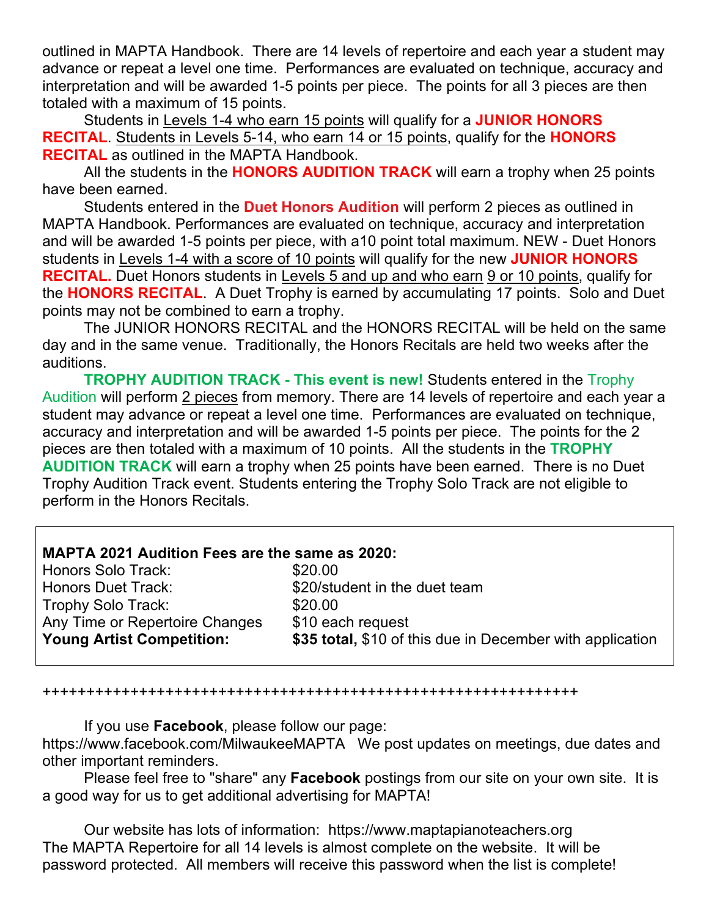outlined in MAPTA Handbook. There are 14 levels of repertoire and each year a student may advance or repeat a level one time. Performances are evaluated on technique, accuracy and interpretation and will be awarded 1-5 points per piece. The points for all 3 pieces are then totaled with a maximum of 15 points.

Students in Levels 1-4 who earn 15 points will qualify for a **JUNIOR HONORS RECITAL**. Students in Levels 5-14, who earn 14 or 15 points, qualify for the **HONORS RECITAL** as outlined in the MAPTA Handbook.

All the students in the **HONORS AUDITION TRACK** will earn a trophy when 25 points have been earned.

Students entered in the **Duet Honors Audition** will perform 2 pieces as outlined in MAPTA Handbook. Performances are evaluated on technique, accuracy and interpretation and will be awarded 1-5 points per piece, with a10 point total maximum. NEW - Duet Honors students in Levels 1-4 with a score of 10 points will qualify for the new **JUNIOR HONORS RECITAL.** Duet Honors students in Levels 5 and up and who earn 9 or 10 points, qualify for the **HONORS RECITAL**. A Duet Trophy is earned by accumulating 17 points. Solo and Duet points may not be combined to earn a trophy.

The JUNIOR HONORS RECITAL and the HONORS RECITAL will be held on the same day and in the same venue. Traditionally, the Honors Recitals are held two weeks after the auditions.

**TROPHY AUDITION TRACK - This event is new!** Students entered in the Trophy Audition will perform 2 pieces from memory. There are 14 levels of repertoire and each year a student may advance or repeat a level one time. Performances are evaluated on technique, accuracy and interpretation and will be awarded 1-5 points per piece. The points for the 2 pieces are then totaled with a maximum of 10 points. All the students in the **TROPHY AUDITION TRACK** will earn a trophy when 25 points have been earned. There is no Duet Trophy Audition Track event. Students entering the Trophy Solo Track are not eligible to perform in the Honors Recitals.

**MAPTA 2021 Audition Fees are the same as 2020:**

| | |
|---|---|
| Honors Solo Track: | $20.00 |
| Honors Duet Track: | $20/student in the duet team |
| Trophy Solo Track: | $20.00 |
| Any Time or Repertoire Changes | $10 each request |
| **Young Artist Competition:** | **$35 total,** $10 of this due in December with application |

+++++++++++++++++++++++++++++++++++++++++++++++++++++++++++++

If you use **Facebook**, please follow our page: https://www.facebook.com/MilwaukeeMAPTA We post updates on meetings, due dates and other important reminders.

Please feel free to "share" any **Facebook** postings from our site on your own site. It is a good way for us to get additional advertising for MAPTA!

Our website has lots of information: https://www.maptapianoteachers.org
The MAPTA Repertoire for all 14 levels is almost complete on the website. It will be password protected. All members will receive this password when the list is complete!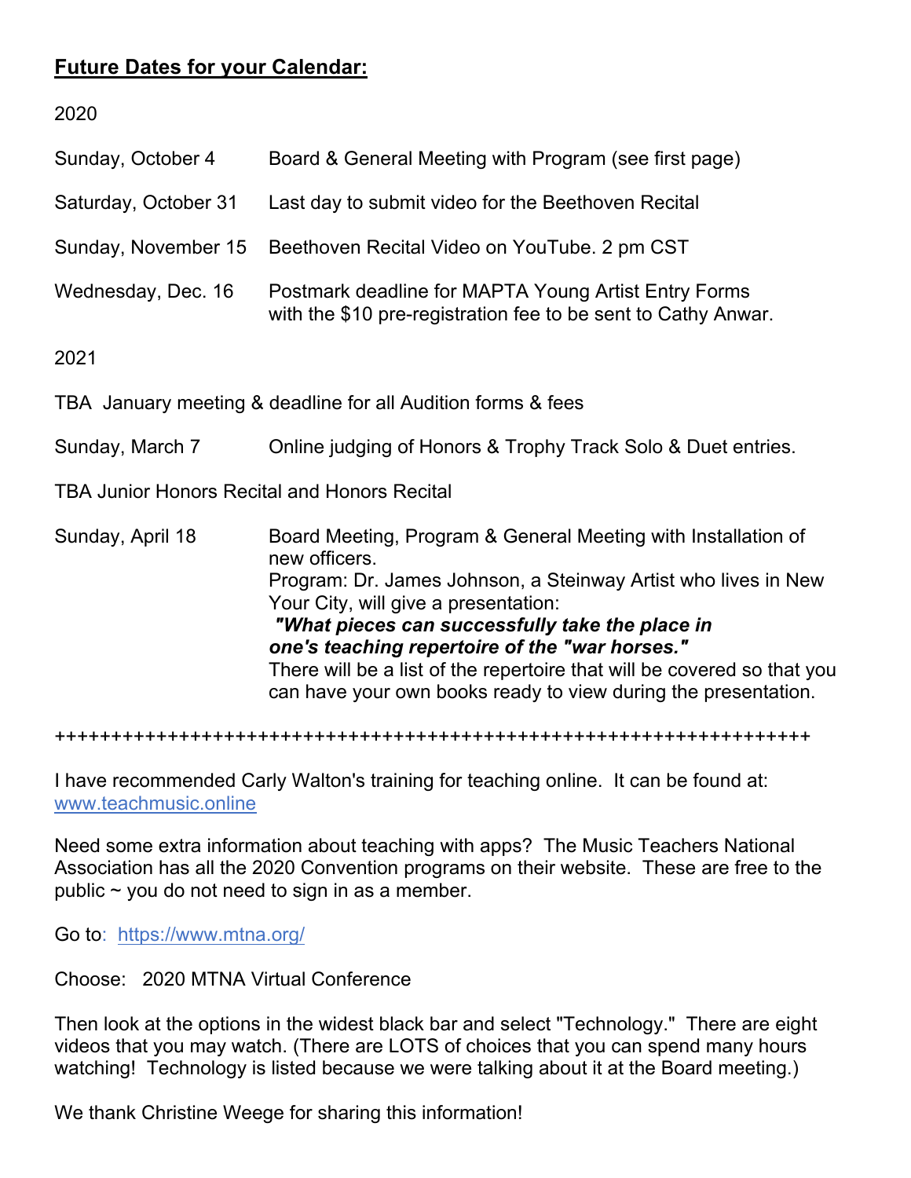## **Future Dates for your Calendar:**

2020

| | |
|---|---|
| Sunday, October 4 | Board & General Meeting with Program (see first page) |
| Saturday, October 31 | Last day to submit video for the Beethoven Recital |
| Sunday, November 15 | Beethoven Recital Video on YouTube. 2 pm CST |
| Wednesday, Dec. 16 | Postmark deadline for MAPTA Young Artist Entry Forms with the $10 pre-registration fee to be sent to Cathy Anwar. |

2021

TBA January meeting & deadline for all Audition forms & fees

Sunday, March 7 — Online judging of Honors & Trophy Track Solo & Duet entries.

TBA Junior Honors Recital and Honors Recital

Sunday, April 18 — Board Meeting, Program & General Meeting with Installation of new officers.
Program: Dr. James Johnson, a Steinway Artist who lives in New Your City, will give a presentation:
***"What pieces can successfully take the place in one's teaching repertoire of the "war horses."***
There will be a list of the repertoire that will be covered so that you can have your own books ready to view during the presentation.

++++++++++++++++++++++++++++++++++++++++++++++++++++++++++++++++++++++

I have recommended Carly Walton's training for teaching online. It can be found at: [www.teachmusic.online](www.teachmusic.online)

Need some extra information about teaching with apps? The Music Teachers National Association has all the 2020 Convention programs on their website. These are free to the public ~ you do not need to sign in as a member.

Go to: [https://www.mtna.org/](https://www.mtna.org/)

Choose: 2020 MTNA Virtual Conference

Then look at the options in the widest black bar and select "Technology." There are eight videos that you may watch. (There are LOTS of choices that you can spend many hours watching! Technology is listed because we were talking about it at the Board meeting.)

We thank Christine Weege for sharing this information!